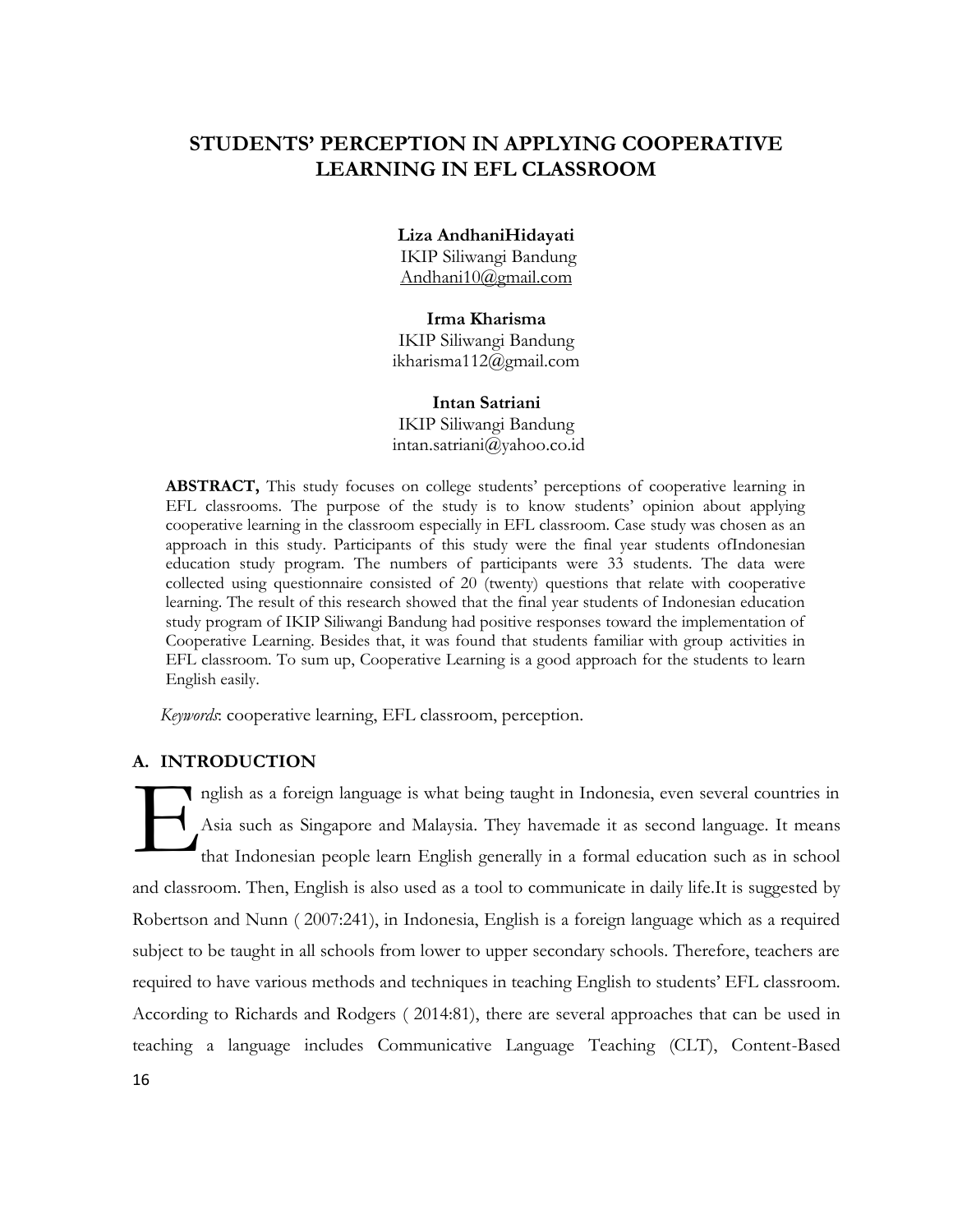# STUDENTS' PERCEPTION IN APPLYING COOPERATIVE LEARNING IN EFL CLASSROOM

**Liza AndhaniHidayati**
IKIP Siliwangi Bandung
Andhani10@gmail.com

**Irma Kharisma**
IKIP Siliwangi Bandung
ikharisma112@gmail.com

**Intan Satriani**
IKIP Siliwangi Bandung
intan.satriani@yahoo.co.id

**ABSTRACT,** This study focuses on college students' perceptions of cooperative learning in EFL classrooms. The purpose of the study is to know students' opinion about applying cooperative learning in the classroom especially in EFL classroom. Case study was chosen as an approach in this study. Participants of this study were the final year students ofIndonesian education study program. The numbers of participants were 33 students. The data were collected using questionnaire consisted of 20 (twenty) questions that relate with cooperative learning. The result of this research showed that the final year students of Indonesian education study program of IKIP Siliwangi Bandung had positive responses toward the implementation of Cooperative Learning. Besides that, it was found that students familiar with group activities in EFL classroom. To sum up, Cooperative Learning is a good approach for the students to learn English easily.

*Keywords*: cooperative learning, EFL classroom, perception.

## A. INTRODUCTION

English as a foreign language is what being taught in Indonesia, even several countries in Asia such as Singapore and Malaysia. They havemade it as second language. It means that Indonesian people learn English generally in a formal education such as in school and classroom. Then, English is also used as a tool to communicate in daily life.It is suggested by Robertson and Nunn ( 2007:241), in Indonesia, English is a foreign language which as a required subject to be taught in all schools from lower to upper secondary schools. Therefore, teachers are required to have various methods and techniques in teaching English to students' EFL classroom. According to Richards and Rodgers ( 2014:81), there are several approaches that can be used in teaching a language includes Communicative Language Teaching (CLT), Content-Based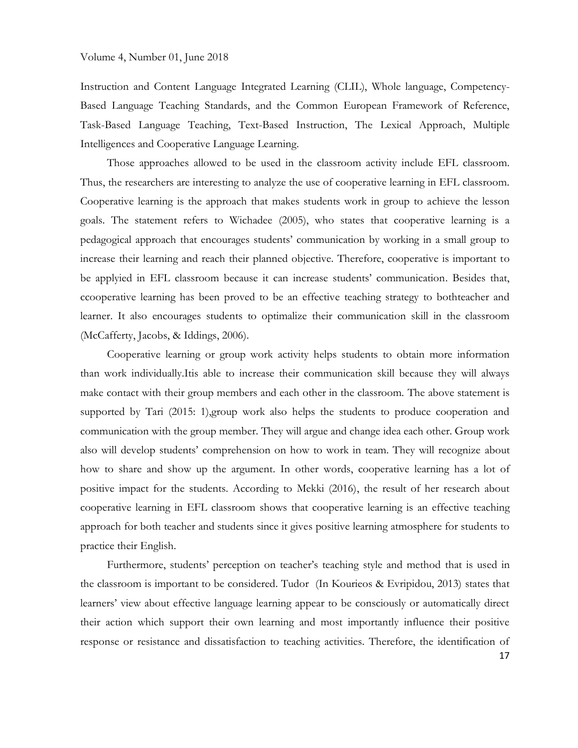Instruction and Content Language Integrated Learning (CLIL), Whole language, Competency-Based Language Teaching Standards, and the Common European Framework of Reference, Task-Based Language Teaching, Text-Based Instruction, The Lexical Approach, Multiple Intelligences and Cooperative Language Learning.

Those approaches allowed to be used in the classroom activity include EFL classroom. Thus, the researchers are interesting to analyze the use of cooperative learning in EFL classroom. Cooperative learning is the approach that makes students work in group to achieve the lesson goals. The statement refers to Wichadee (2005), who states that cooperative learning is a pedagogical approach that encourages students' communication by working in a small group to increase their learning and reach their planned objective. Therefore, cooperative is important to be applyied in EFL classroom because it can increase students' communication. Besides that, ccooperative learning has been proved to be an effective teaching strategy to bothteacher and learner. It also encourages students to optimalize their communication skill in the classroom (McCafferty, Jacobs, & Iddings, 2006).

Cooperative learning or group work activity helps students to obtain more information than work individually.Itis able to increase their communication skill because they will always make contact with their group members and each other in the classroom. The above statement is supported by Tari (2015: 1),group work also helps the students to produce cooperation and communication with the group member. They will argue and change idea each other. Group work also will develop students' comprehension on how to work in team. They will recognize about how to share and show up the argument. In other words, cooperative learning has a lot of positive impact for the students. According to Mekki (2016), the result of her research about cooperative learning in EFL classroom shows that cooperative learning is an effective teaching approach for both teacher and students since it gives positive learning atmosphere for students to practice their English.

Furthermore, students' perception on teacher's teaching style and method that is used in the classroom is important to be considered. Tudor (In Kourieos & Evripidou, 2013) states that learners' view about effective language learning appear to be consciously or automatically direct their action which support their own learning and most importantly influence their positive response or resistance and dissatisfaction to teaching activities. Therefore, the identification of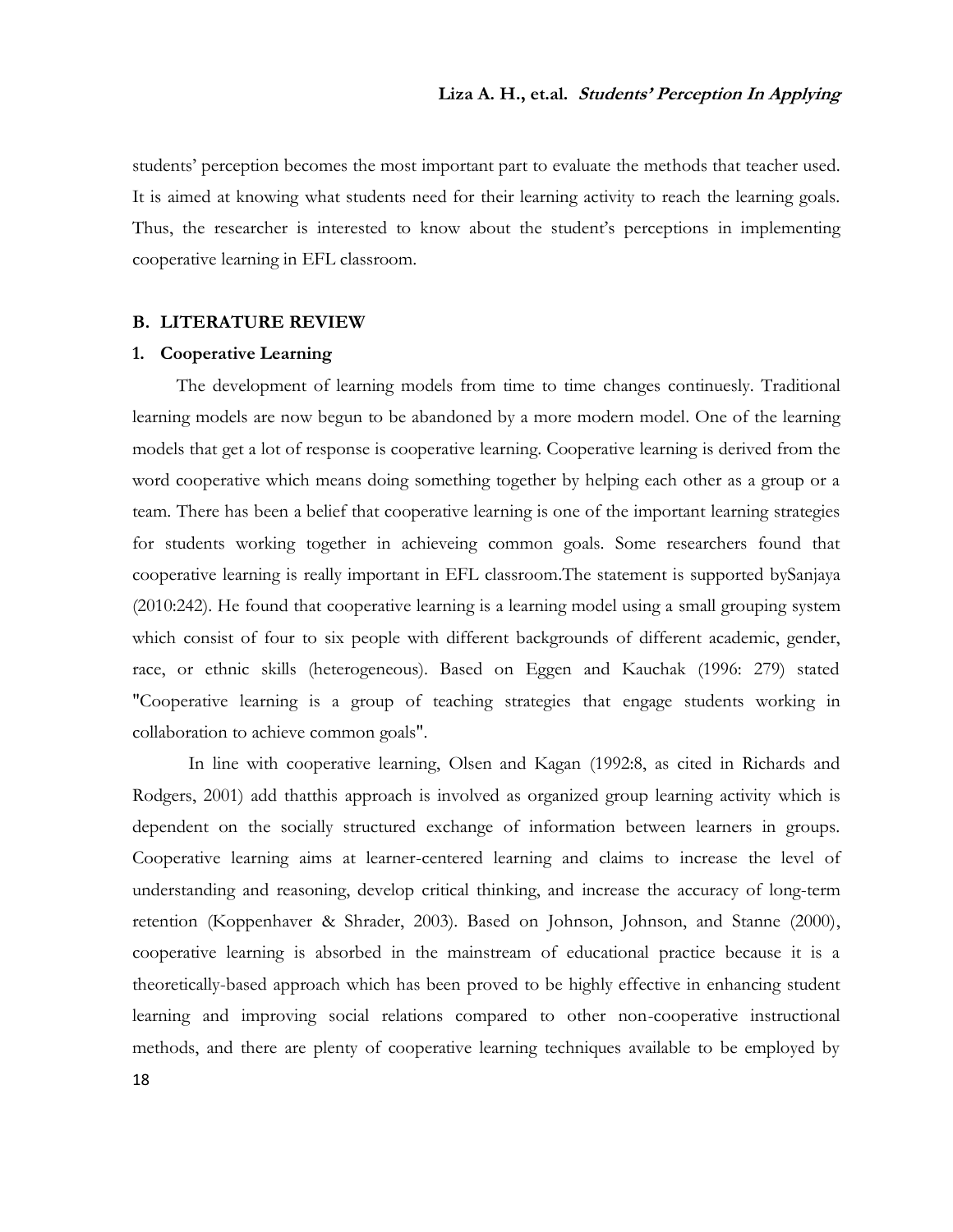students' perception becomes the most important part to evaluate the methods that teacher used. It is aimed at knowing what students need for their learning activity to reach the learning goals. Thus, the researcher is interested to know about the student's perceptions in implementing cooperative learning in EFL classroom.

## B. LITERATURE REVIEW

### 1. Cooperative Learning

The development of learning models from time to time changes continuesly. Traditional learning models are now begun to be abandoned by a more modern model. One of the learning models that get a lot of response is cooperative learning. Cooperative learning is derived from the word cooperative which means doing something together by helping each other as a group or a team. There has been a belief that cooperative learning is one of the important learning strategies for students working together in achieveing common goals. Some researchers found that cooperative learning is really important in EFL classroom.The statement is supported bySanjaya (2010:242). He found that cooperative learning is a learning model using a small grouping system which consist of four to six people with different backgrounds of different academic, gender, race, or ethnic skills (heterogeneous). Based on Eggen and Kauchak (1996: 279) stated "Cooperative learning is a group of teaching strategies that engage students working in collaboration to achieve common goals".

In line with cooperative learning, Olsen and Kagan (1992:8, as cited in Richards and Rodgers, 2001) add thatthis approach is involved as organized group learning activity which is dependent on the socially structured exchange of information between learners in groups. Cooperative learning aims at learner-centered learning and claims to increase the level of understanding and reasoning, develop critical thinking, and increase the accuracy of long-term retention (Koppenhaver & Shrader, 2003). Based on Johnson, Johnson, and Stanne (2000), cooperative learning is absorbed in the mainstream of educational practice because it is a theoretically-based approach which has been proved to be highly effective in enhancing student learning and improving social relations compared to other non-cooperative instructional methods, and there are plenty of cooperative learning techniques available to be employed by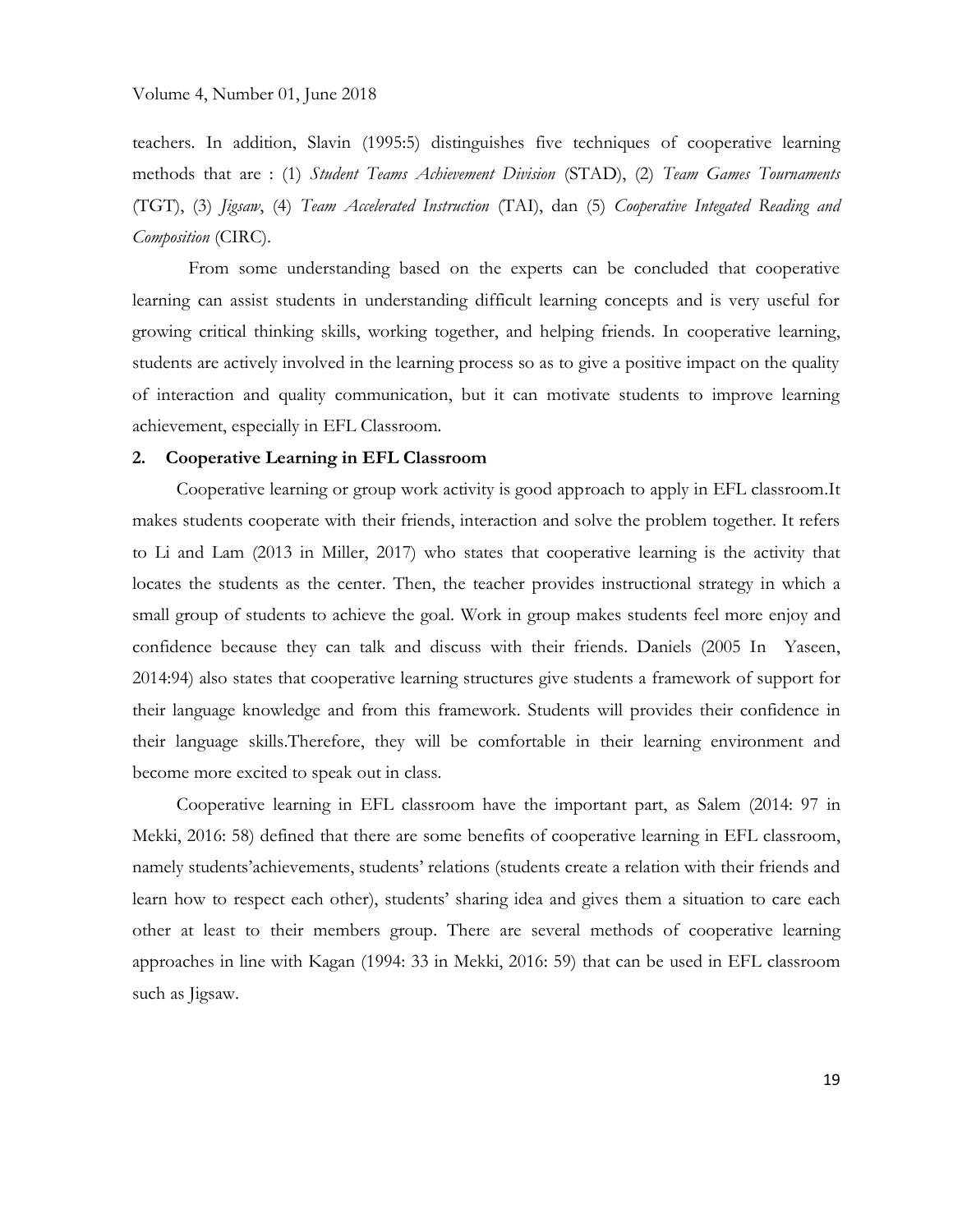teachers. In addition, Slavin (1995:5) distinguishes five techniques of cooperative learning methods that are : (1) *Student Teams Achievement Division* (STAD), (2) *Team Games Tournaments* (TGT), (3) *Jigsaw*, (4) *Team Accelerated Instruction* (TAI), dan (5) *Cooperative Integated Reading and Composition* (CIRC).

From some understanding based on the experts can be concluded that cooperative learning can assist students in understanding difficult learning concepts and is very useful for growing critical thinking skills, working together, and helping friends. In cooperative learning, students are actively involved in the learning process so as to give a positive impact on the quality of interaction and quality communication, but it can motivate students to improve learning achievement, especially in EFL Classroom.

### 2. Cooperative Learning in EFL Classroom

Cooperative learning or group work activity is good approach to apply in EFL classroom.It makes students cooperate with their friends, interaction and solve the problem together. It refers to Li and Lam (2013 in Miller, 2017) who states that cooperative learning is the activity that locates the students as the center. Then, the teacher provides instructional strategy in which a small group of students to achieve the goal. Work in group makes students feel more enjoy and confidence because they can talk and discuss with their friends. Daniels (2005 In Yaseen, 2014:94) also states that cooperative learning structures give students a framework of support for their language knowledge and from this framework. Students will provides their confidence in their language skills.Therefore, they will be comfortable in their learning environment and become more excited to speak out in class.

Cooperative learning in EFL classroom have the important part, as Salem (2014: 97 in Mekki, 2016: 58) defined that there are some benefits of cooperative learning in EFL classroom, namely students'achievements, students' relations (students create a relation with their friends and learn how to respect each other), students' sharing idea and gives them a situation to care each other at least to their members group. There are several methods of cooperative learning approaches in line with Kagan (1994: 33 in Mekki, 2016: 59) that can be used in EFL classroom such as Jigsaw.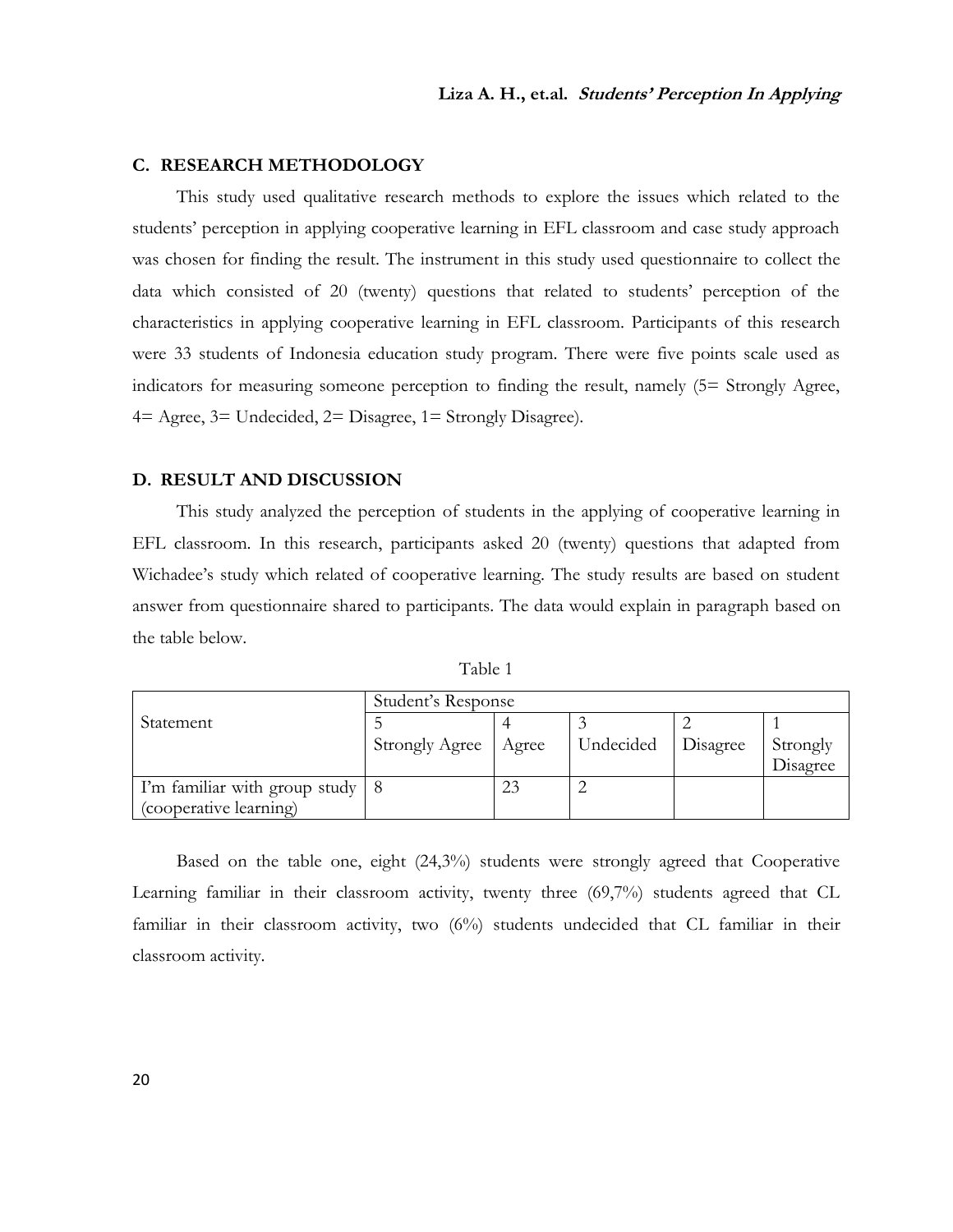## C. RESEARCH METHODOLOGY

This study used qualitative research methods to explore the issues which related to the students' perception in applying cooperative learning in EFL classroom and case study approach was chosen for finding the result. The instrument in this study used questionnaire to collect the data which consisted of 20 (twenty) questions that related to students' perception of the characteristics in applying cooperative learning in EFL classroom. Participants of this research were 33 students of Indonesia education study program. There were five points scale used as indicators for measuring someone perception to finding the result, namely (5= Strongly Agree, 4= Agree, 3= Undecided, 2= Disagree, 1= Strongly Disagree).

## D. RESULT AND DISCUSSION

This study analyzed the perception of students in the applying of cooperative learning in EFL classroom. In this research, participants asked 20 (twenty) questions that adapted from Wichadee's study which related of cooperative learning. The study results are based on student answer from questionnaire shared to participants. The data would explain in paragraph based on the table below.

Table 1

| Statement | Student's Response | | | | |
|---|---|---|---|---|---|
| | 5 Strongly Agree | 4 Agree | 3 Undecided | 2 Disagree | 1 Strongly Disagree |
| I'm familiar with group study (cooperative learning) | 8 | 23 | 2 | | |

Based on the table one, eight (24,3%) students were strongly agreed that Cooperative Learning familiar in their classroom activity, twenty three (69,7%) students agreed that CL familiar in their classroom activity, two (6%) students undecided that CL familiar in their classroom activity.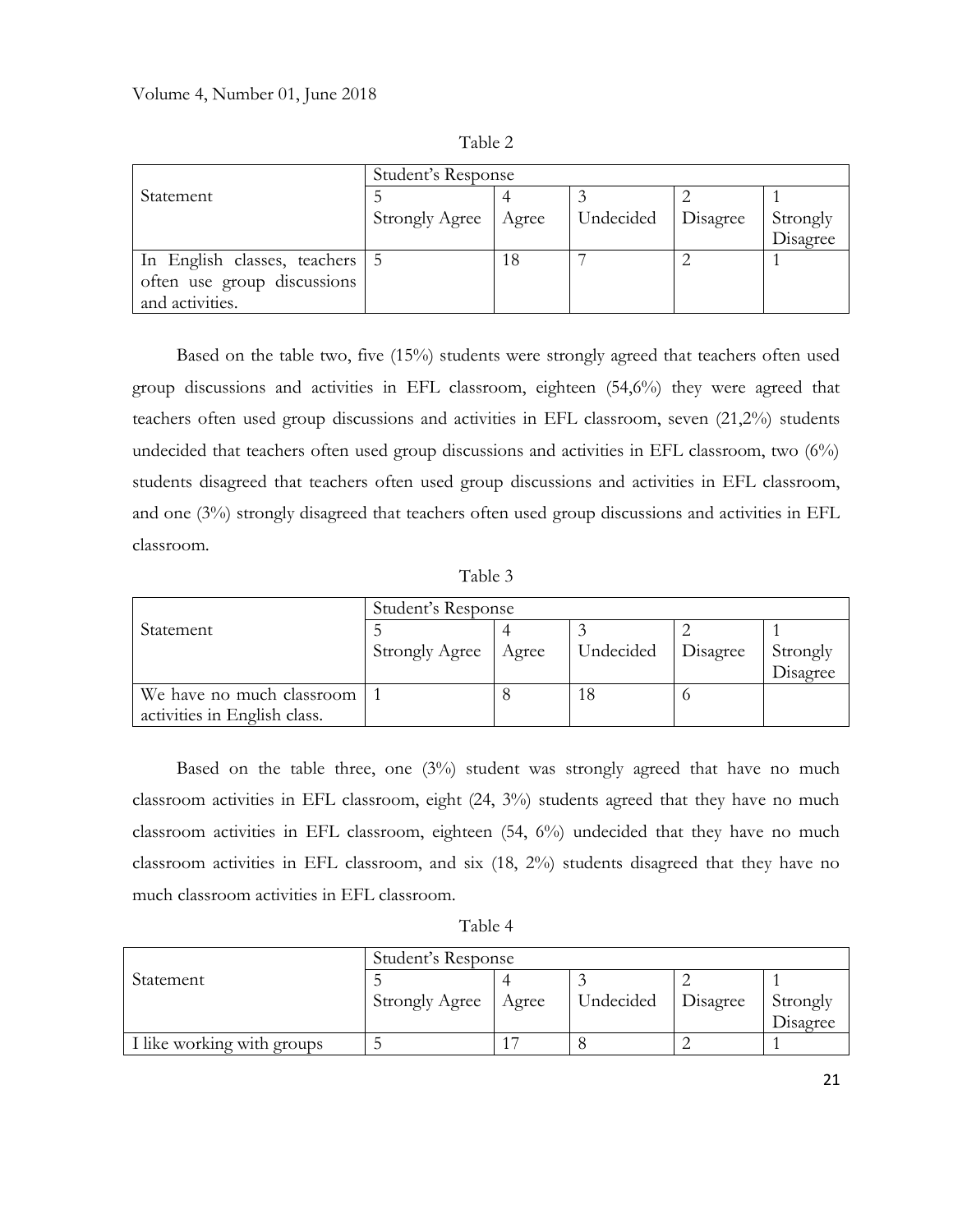Table 2

| Statement | Student's Response | | | | |
|---|---|---|---|---|---|
| | 5<br>Strongly Agree | 4<br>Agree | 3<br>Undecided | 2<br>Disagree | 1<br>Strongly Disagree |
| In English classes, teachers often use group discussions and activities. | 5 | 18 | 7 | 2 | 1 |

Based on the table two, five (15%) students were strongly agreed that teachers often used group discussions and activities in EFL classroom, eighteen (54,6%) they were agreed that teachers often used group discussions and activities in EFL classroom, seven (21,2%) students undecided that teachers often used group discussions and activities in EFL classroom, two (6%) students disagreed that teachers often used group discussions and activities in EFL classroom, and one (3%) strongly disagreed that teachers often used group discussions and activities in EFL classroom.

Table 3

| Statement | Student's Response | | | | |
|---|---|---|---|---|---|
| | 5<br>Strongly Agree | 4<br>Agree | 3<br>Undecided | 2<br>Disagree | 1<br>Strongly Disagree |
| We have no much classroom activities in English class. | 1 | 8 | 18 | 6 | |

Based on the table three, one (3%) student was strongly agreed that have no much classroom activities in EFL classroom, eight (24, 3%) students agreed that they have no much classroom activities in EFL classroom, eighteen (54, 6%) undecided that they have no much classroom activities in EFL classroom, and six (18, 2%) students disagreed that they have no much classroom activities in EFL classroom.

Table 4

| Statement | Student's Response | | | | |
|---|---|---|---|---|---|
| | 5<br>Strongly Agree | 4<br>Agree | 3<br>Undecided | 2<br>Disagree | 1<br>Strongly Disagree |
| I like working with groups | 5 | 17 | 8 | 2 | 1 |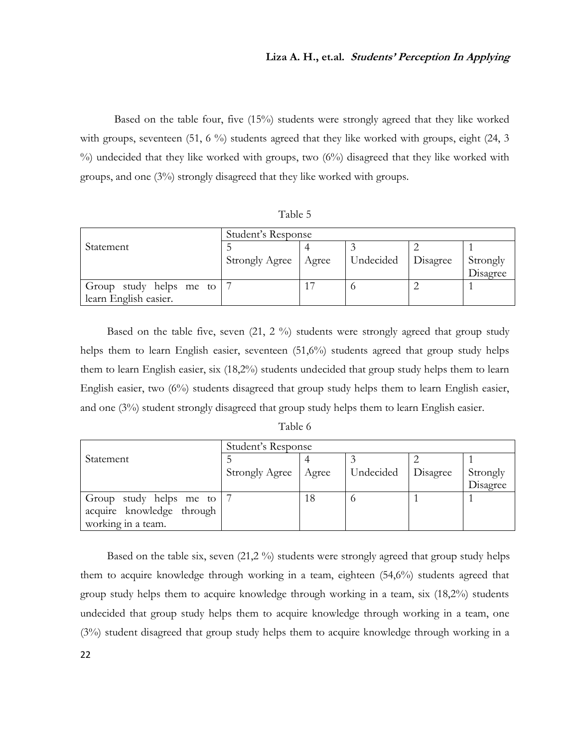Based on the table four, five (15%) students were strongly agreed that they like worked with groups, seventeen (51, 6 %) students agreed that they like worked with groups, eight (24, 3 %) undecided that they like worked with groups, two (6%) disagreed that they like worked with groups, and one (3%) strongly disagreed that they like worked with groups.

Table 5

| Statement | Student's Response | | | | |
|---|---|---|---|---|---|
| | 5<br>Strongly Agree | 4<br>Agree | 3<br>Undecided | 2<br>Disagree | 1<br>Strongly Disagree |
| Group study helps me to learn English easier. | 7 | 17 | 6 | 2 | 1 |

Based on the table five, seven (21, 2 %) students were strongly agreed that group study helps them to learn English easier, seventeen (51,6%) students agreed that group study helps them to learn English easier, six (18,2%) students undecided that group study helps them to learn English easier, two (6%) students disagreed that group study helps them to learn English easier, and one (3%) student strongly disagreed that group study helps them to learn English easier.

Table 6

| Statement | Student's Response | | | | |
|---|---|---|---|---|---|
| | 5<br>Strongly Agree | 4<br>Agree | 3<br>Undecided | 2<br>Disagree | 1<br>Strongly Disagree |
| Group study helps me to acquire knowledge through working in a team. | 7 | 18 | 6 | 1 | 1 |

Based on the table six, seven (21,2 %) students were strongly agreed that group study helps them to acquire knowledge through working in a team, eighteen (54,6%) students agreed that group study helps them to acquire knowledge through working in a team, six (18,2%) students undecided that group study helps them to acquire knowledge through working in a team, one (3%) student disagreed that group study helps them to acquire knowledge through working in a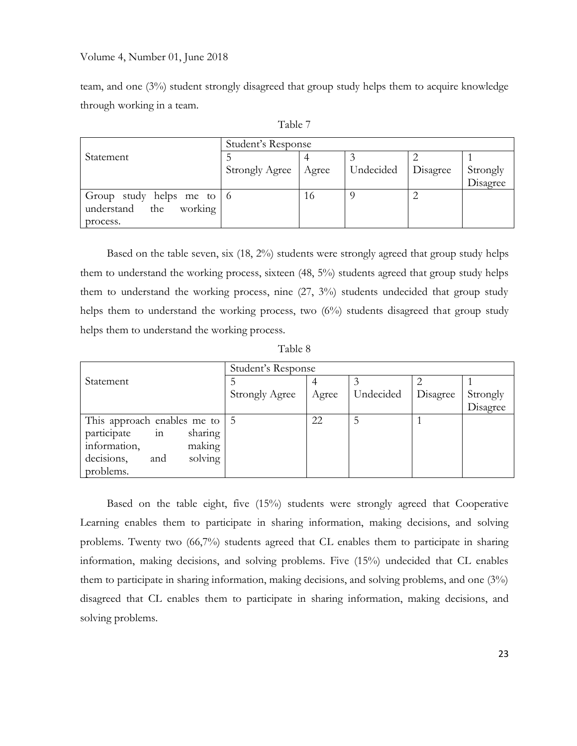team, and one (3%) student strongly disagreed that group study helps them to acquire knowledge through working in a team.

Table 7

| Statement | Student's Response | | | | |
|---|---|---|---|---|---|
| | 5 Strongly Agree | 4 Agree | 3 Undecided | 2 Disagree | 1 Strongly Disagree |
| Group study helps me to understand the working process. | 6 | 16 | 9 | 2 | |

Based on the table seven, six (18, 2%) students were strongly agreed that group study helps them to understand the working process, sixteen (48, 5%) students agreed that group study helps them to understand the working process, nine (27, 3%) students undecided that group study helps them to understand the working process, two (6%) students disagreed that group study helps them to understand the working process.

Table 8

| Statement | Student's Response | | | | |
|---|---|---|---|---|---|
| | 5 Strongly Agree | 4 Agree | 3 Undecided | 2 Disagree | 1 Strongly Disagree |
| This approach enables me to participate in sharing information, making decisions, and solving problems. | 5 | 22 | 5 | 1 | |

Based on the table eight, five (15%) students were strongly agreed that Cooperative Learning enables them to participate in sharing information, making decisions, and solving problems. Twenty two (66,7%) students agreed that CL enables them to participate in sharing information, making decisions, and solving problems. Five (15%) undecided that CL enables them to participate in sharing information, making decisions, and solving problems, and one (3%) disagreed that CL enables them to participate in sharing information, making decisions, and solving problems.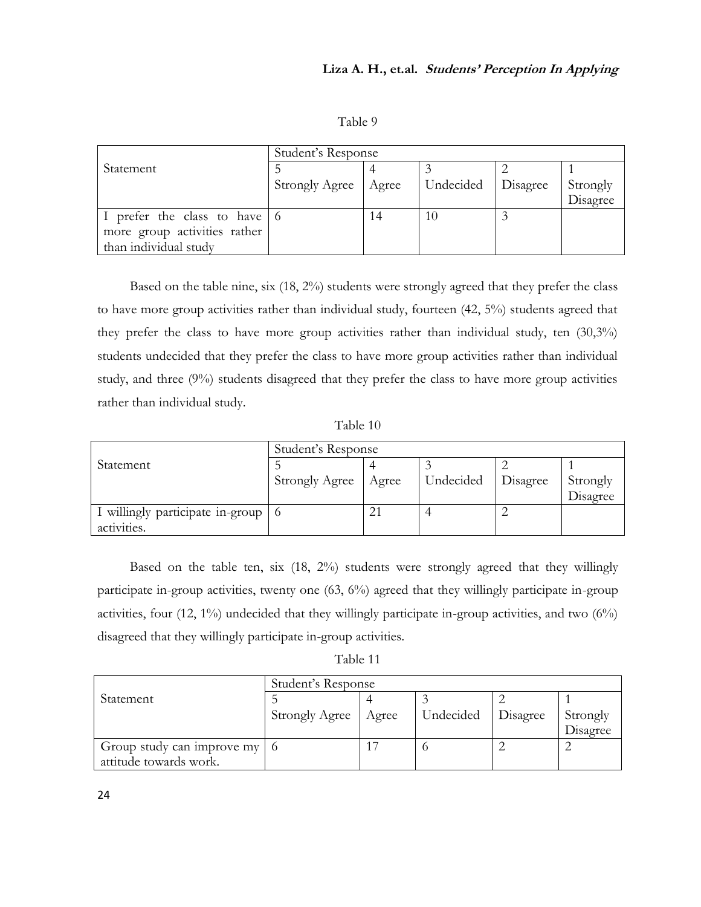Table 9

| Statement | Student's Response | | | | |
|---|---|---|---|---|---|
| | 5<br>Strongly Agree | 4<br>Agree | 3<br>Undecided | 2<br>Disagree | 1<br>Strongly Disagree |
| I prefer the class to have more group activities rather than individual study | 6 | 14 | 10 | 3 | |

Based on the table nine, six (18, 2%) students were strongly agreed that they prefer the class to have more group activities rather than individual study, fourteen (42, 5%) students agreed that they prefer the class to have more group activities rather than individual study, ten (30,3%) students undecided that they prefer the class to have more group activities rather than individual study, and three (9%) students disagreed that they prefer the class to have more group activities rather than individual study.

Table 10

| Statement | Student's Response | | | | |
|---|---|---|---|---|---|
| | 5<br>Strongly Agree | 4<br>Agree | 3<br>Undecided | 2<br>Disagree | 1<br>Strongly Disagree |
| I willingly participate in-group activities. | 6 | 21 | 4 | 2 | |

Based on the table ten, six (18, 2%) students were strongly agreed that they willingly participate in-group activities, twenty one (63, 6%) agreed that they willingly participate in-group activities, four (12, 1%) undecided that they willingly participate in-group activities, and two (6%) disagreed that they willingly participate in-group activities.

Table 11

| Statement | Student's Response | | | | |
|---|---|---|---|---|---|
| | 5<br>Strongly Agree | 4<br>Agree | 3<br>Undecided | 2<br>Disagree | 1<br>Strongly Disagree |
| Group study can improve my attitude towards work. | 6 | 17 | 6 | 2 | 2 |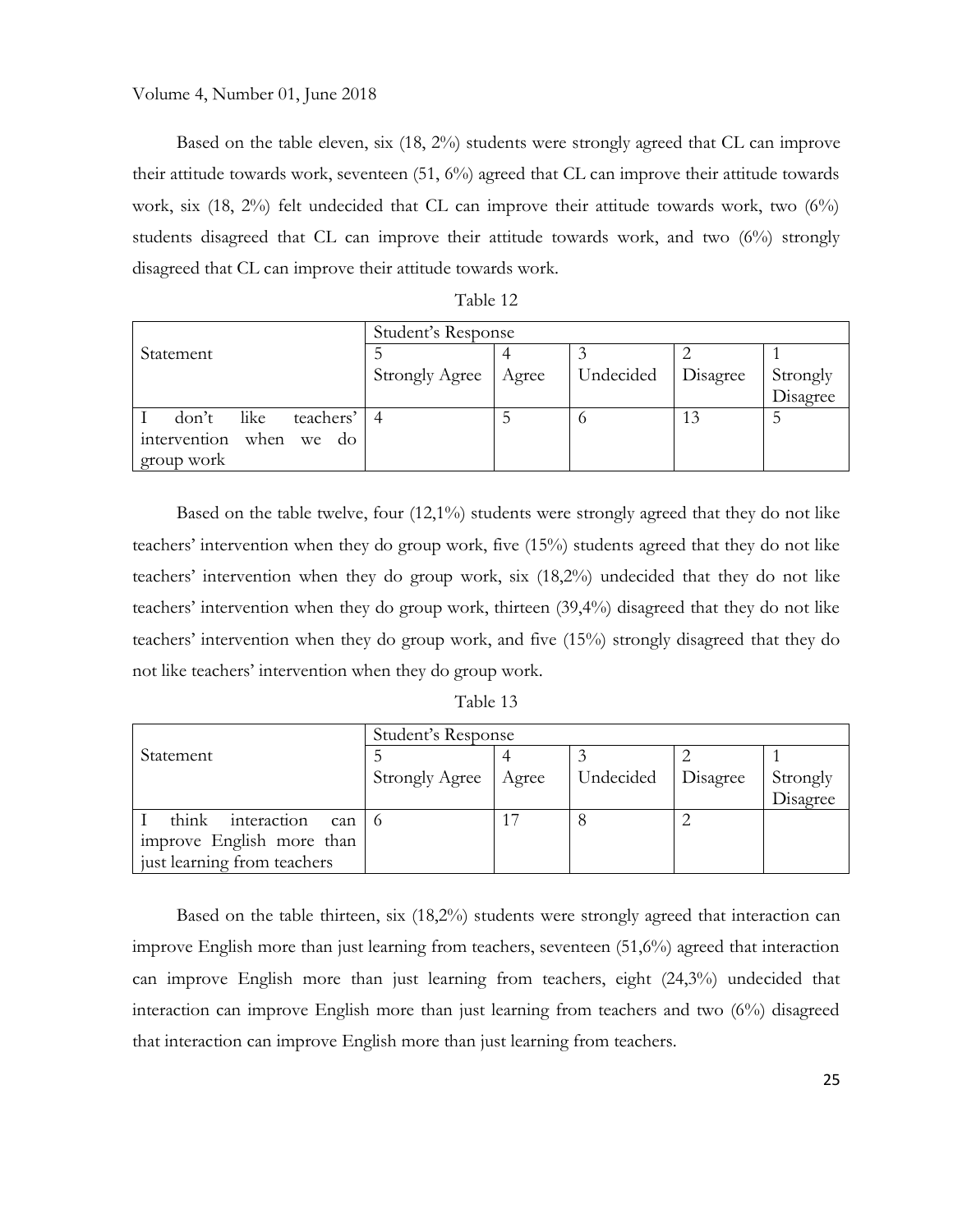Based on the table eleven, six (18, 2%) students were strongly agreed that CL can improve their attitude towards work, seventeen (51, 6%) agreed that CL can improve their attitude towards work, six (18, 2%) felt undecided that CL can improve their attitude towards work, two (6%) students disagreed that CL can improve their attitude towards work, and two (6%) strongly disagreed that CL can improve their attitude towards work.

Table 12

| Statement | Student's Response | | | | |
|---|---|---|---|---|---|
| | 5 Strongly Agree | 4 Agree | 3 Undecided | 2 Disagree | 1 Strongly Disagree |
| I don't like teachers' intervention when we do group work | 4 | 5 | 6 | 13 | 5 |

Based on the table twelve, four (12,1%) students were strongly agreed that they do not like teachers' intervention when they do group work, five (15%) students agreed that they do not like teachers' intervention when they do group work, six (18,2%) undecided that they do not like teachers' intervention when they do group work, thirteen (39,4%) disagreed that they do not like teachers' intervention when they do group work, and five (15%) strongly disagreed that they do not like teachers' intervention when they do group work.

Table 13

| Statement | Student's Response | | | | |
|---|---|---|---|---|---|
| | 5 Strongly Agree | 4 Agree | 3 Undecided | 2 Disagree | 1 Strongly Disagree |
| I think interaction can improve English more than just learning from teachers | 6 | 17 | 8 | 2 | |

Based on the table thirteen, six (18,2%) students were strongly agreed that interaction can improve English more than just learning from teachers, seventeen (51,6%) agreed that interaction can improve English more than just learning from teachers, eight (24,3%) undecided that interaction can improve English more than just learning from teachers and two (6%) disagreed that interaction can improve English more than just learning from teachers.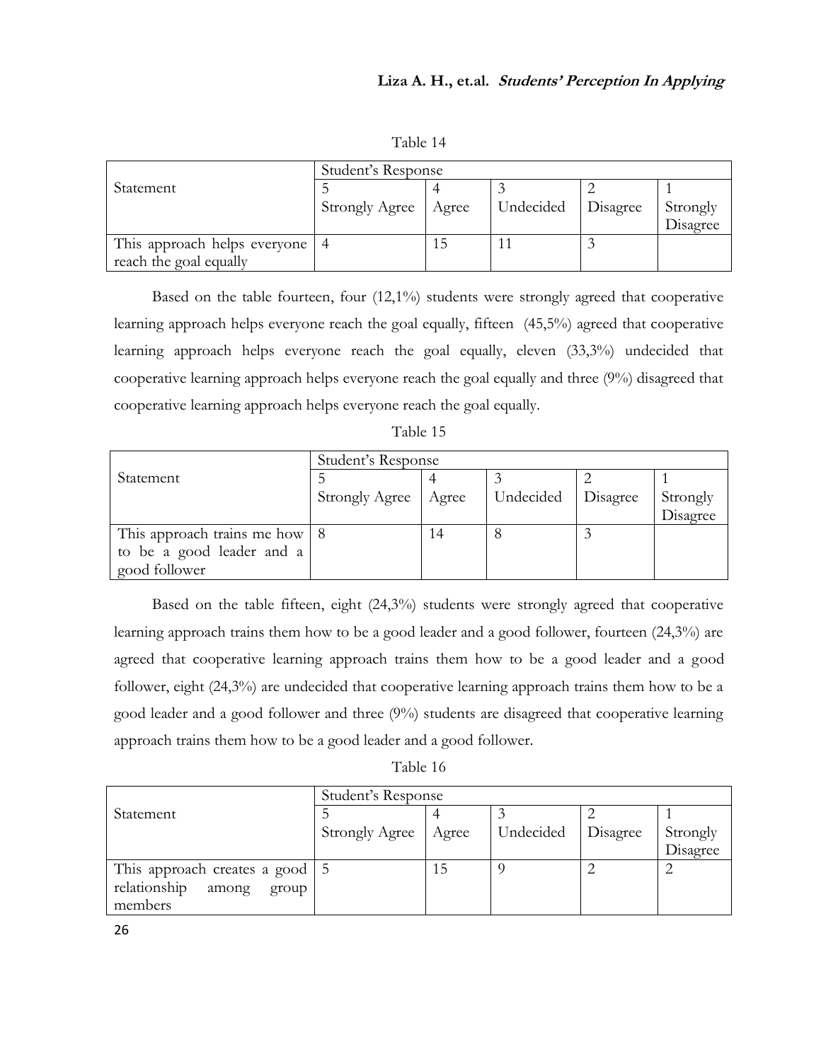Table 14

| Statement | Student's Response | | | | |
|---|---|---|---|---|---|
| | 5 Strongly Agree | 4 Agree | 3 Undecided | 2 Disagree | 1 Strongly Disagree |
| This approach helps everyone reach the goal equally | 4 | 15 | 11 | 3 | |

Based on the table fourteen, four (12,1%) students were strongly agreed that cooperative learning approach helps everyone reach the goal equally, fifteen (45,5%) agreed that cooperative learning approach helps everyone reach the goal equally, eleven (33,3%) undecided that cooperative learning approach helps everyone reach the goal equally and three (9%) disagreed that cooperative learning approach helps everyone reach the goal equally.

Table 15

| Statement | Student's Response | | | | |
|---|---|---|---|---|---|
| | 5 Strongly Agree | 4 Agree | 3 Undecided | 2 Disagree | 1 Strongly Disagree |
| This approach trains me how to be a good leader and a good follower | 8 | 14 | 8 | 3 | |

Based on the table fifteen, eight (24,3%) students were strongly agreed that cooperative learning approach trains them how to be a good leader and a good follower, fourteen (24,3%) are agreed that cooperative learning approach trains them how to be a good leader and a good follower, eight (24,3%) are undecided that cooperative learning approach trains them how to be a good leader and a good follower and three (9%) students are disagreed that cooperative learning approach trains them how to be a good leader and a good follower.

Table 16

| Statement | Student's Response | | | | |
|---|---|---|---|---|---|
| | 5 Strongly Agree | 4 Agree | 3 Undecided | 2 Disagree | 1 Strongly Disagree |
| This approach creates a good relationship among group members | 5 | 15 | 9 | 2 | 2 |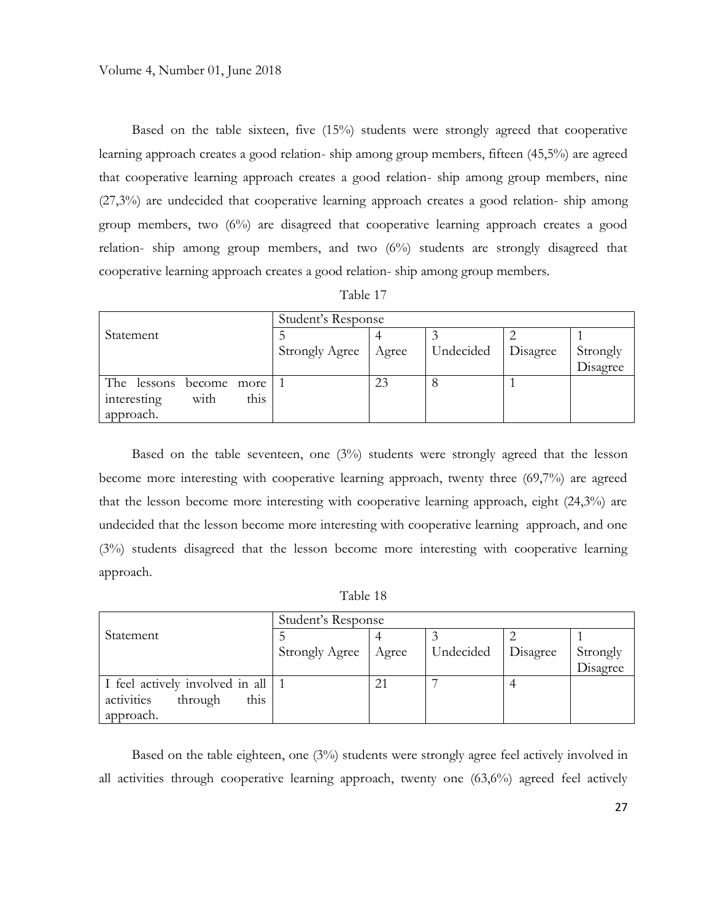Based on the table sixteen, five (15%) students were strongly agreed that cooperative learning approach creates a good relation- ship among group members, fifteen (45,5%) are agreed that cooperative learning approach creates a good relation- ship among group members, nine (27,3%) are undecided that cooperative learning approach creates a good relation- ship among group members, two (6%) are disagreed that cooperative learning approach creates a good relation- ship among group members, and two (6%) students are strongly disagreed that cooperative learning approach creates a good relation- ship among group members.

Table 17

| Statement | Student's Response | | | | |
|---|---|---|---|---|---|
| | 5<br>Strongly Agree | 4<br>Agree | 3<br>Undecided | 2<br>Disagree | 1<br>Strongly Disagree |
| The lessons become more interesting with this approach. | 1 | 23 | 8 | 1 | |

Based on the table seventeen, one (3%) students were strongly agreed that the lesson become more interesting with cooperative learning approach, twenty three (69,7%) are agreed that the lesson become more interesting with cooperative learning approach, eight (24,3%) are undecided that the lesson become more interesting with cooperative learning approach, and one (3%) students disagreed that the lesson become more interesting with cooperative learning approach.

Table 18

| Statement | Student's Response | | | | |
|---|---|---|---|---|---|
| | 5<br>Strongly Agree | 4<br>Agree | 3<br>Undecided | 2<br>Disagree | 1<br>Strongly Disagree |
| I feel actively involved in all activities through this approach. | 1 | 21 | 7 | 4 | |

Based on the table eighteen, one (3%) students were strongly agree feel actively involved in all activities through cooperative learning approach, twenty one (63,6%) agreed feel actively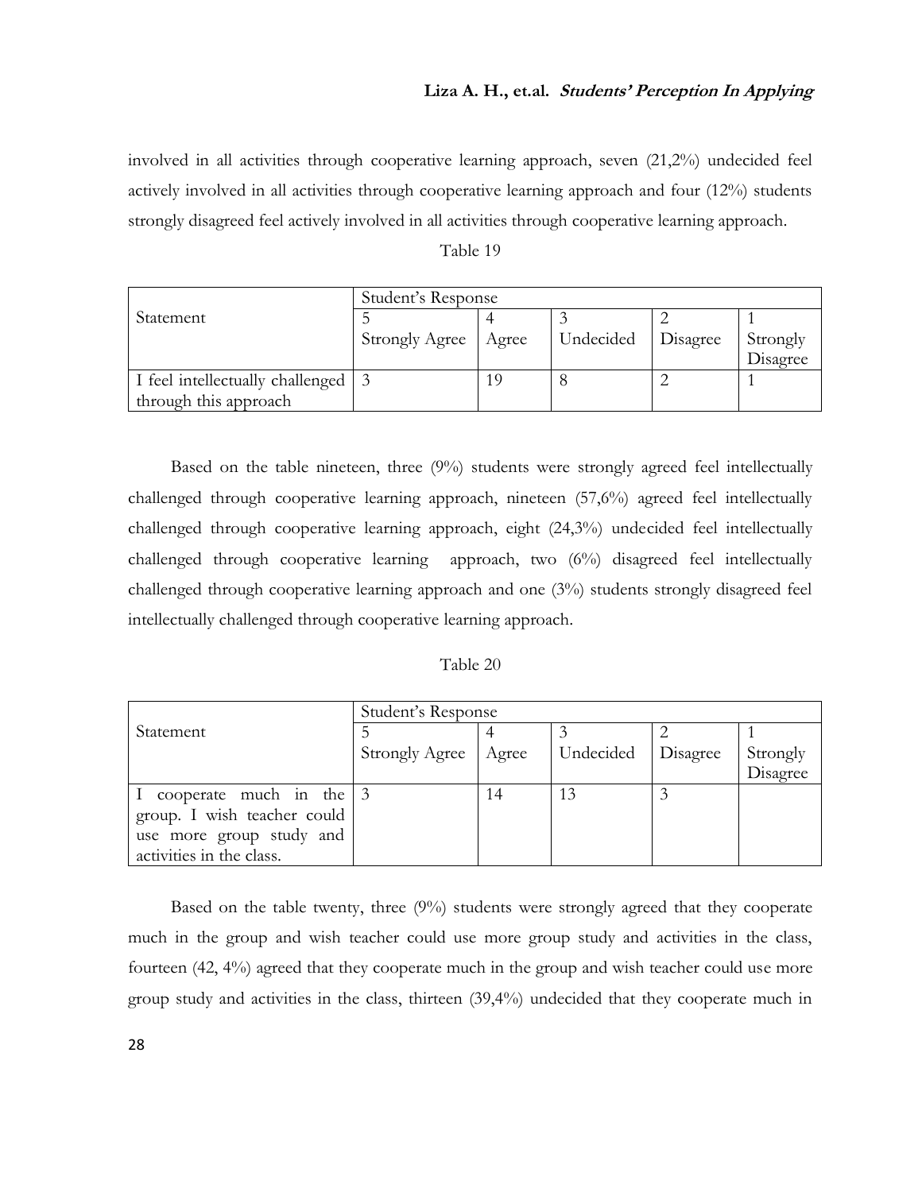involved in all activities through cooperative learning approach, seven (21,2%) undecided feel actively involved in all activities through cooperative learning approach and four (12%) students strongly disagreed feel actively involved in all activities through cooperative learning approach.

Table 19

| Statement | Student's Response | | | | |
|---|---|---|---|---|---|
| | 5<br>Strongly Agree | 4<br>Agree | 3<br>Undecided | 2<br>Disagree | 1<br>Strongly Disagree |
| I feel intellectually challenged through this approach | 3 | 19 | 8 | 2 | 1 |

Based on the table nineteen, three (9%) students were strongly agreed feel intellectually challenged through cooperative learning approach, nineteen (57,6%) agreed feel intellectually challenged through cooperative learning approach, eight (24,3%) undecided feel intellectually challenged through cooperative learning approach, two (6%) disagreed feel intellectually challenged through cooperative learning approach and one (3%) students strongly disagreed feel intellectually challenged through cooperative learning approach.

Table 20

| Statement | Student's Response | | | | |
|---|---|---|---|---|---|
| | 5<br>Strongly Agree | 4<br>Agree | 3<br>Undecided | 2<br>Disagree | 1<br>Strongly Disagree |
| I cooperate much in the group. I wish teacher could use more group study and activities in the class. | 3 | 14 | 13 | 3 | |

Based on the table twenty, three (9%) students were strongly agreed that they cooperate much in the group and wish teacher could use more group study and activities in the class, fourteen (42, 4%) agreed that they cooperate much in the group and wish teacher could use more group study and activities in the class, thirteen (39,4%) undecided that they cooperate much in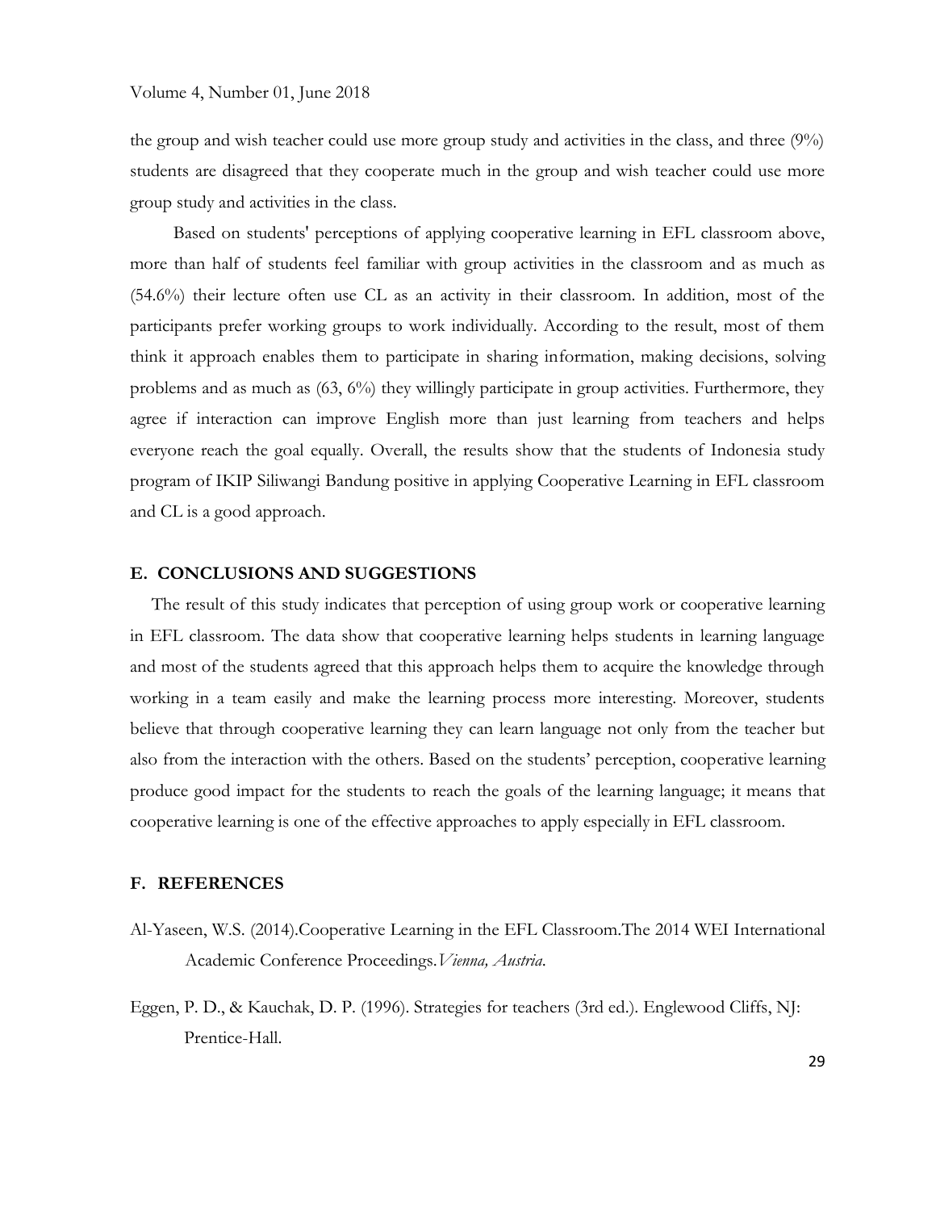the group and wish teacher could use more group study and activities in the class, and three (9%) students are disagreed that they cooperate much in the group and wish teacher could use more group study and activities in the class.

Based on students' perceptions of applying cooperative learning in EFL classroom above, more than half of students feel familiar with group activities in the classroom and as much as (54.6%) their lecture often use CL as an activity in their classroom. In addition, most of the participants prefer working groups to work individually. According to the result, most of them think it approach enables them to participate in sharing information, making decisions, solving problems and as much as (63, 6%) they willingly participate in group activities. Furthermore, they agree if interaction can improve English more than just learning from teachers and helps everyone reach the goal equally. Overall, the results show that the students of Indonesia study program of IKIP Siliwangi Bandung positive in applying Cooperative Learning in EFL classroom and CL is a good approach.

## E. CONCLUSIONS AND SUGGESTIONS

The result of this study indicates that perception of using group work or cooperative learning in EFL classroom. The data show that cooperative learning helps students in learning language and most of the students agreed that this approach helps them to acquire the knowledge through working in a team easily and make the learning process more interesting. Moreover, students believe that through cooperative learning they can learn language not only from the teacher but also from the interaction with the others. Based on the students' perception, cooperative learning produce good impact for the students to reach the goals of the learning language; it means that cooperative learning is one of the effective approaches to apply especially in EFL classroom.

## F. REFERENCES

Al-Yaseen, W.S. (2014).Cooperative Learning in the EFL Classroom.The 2014 WEI International Academic Conference Proceedings.*Vienna, Austria*.

Eggen, P. D., & Kauchak, D. P. (1996). Strategies for teachers (3rd ed.). Englewood Cliffs, NJ: Prentice-Hall.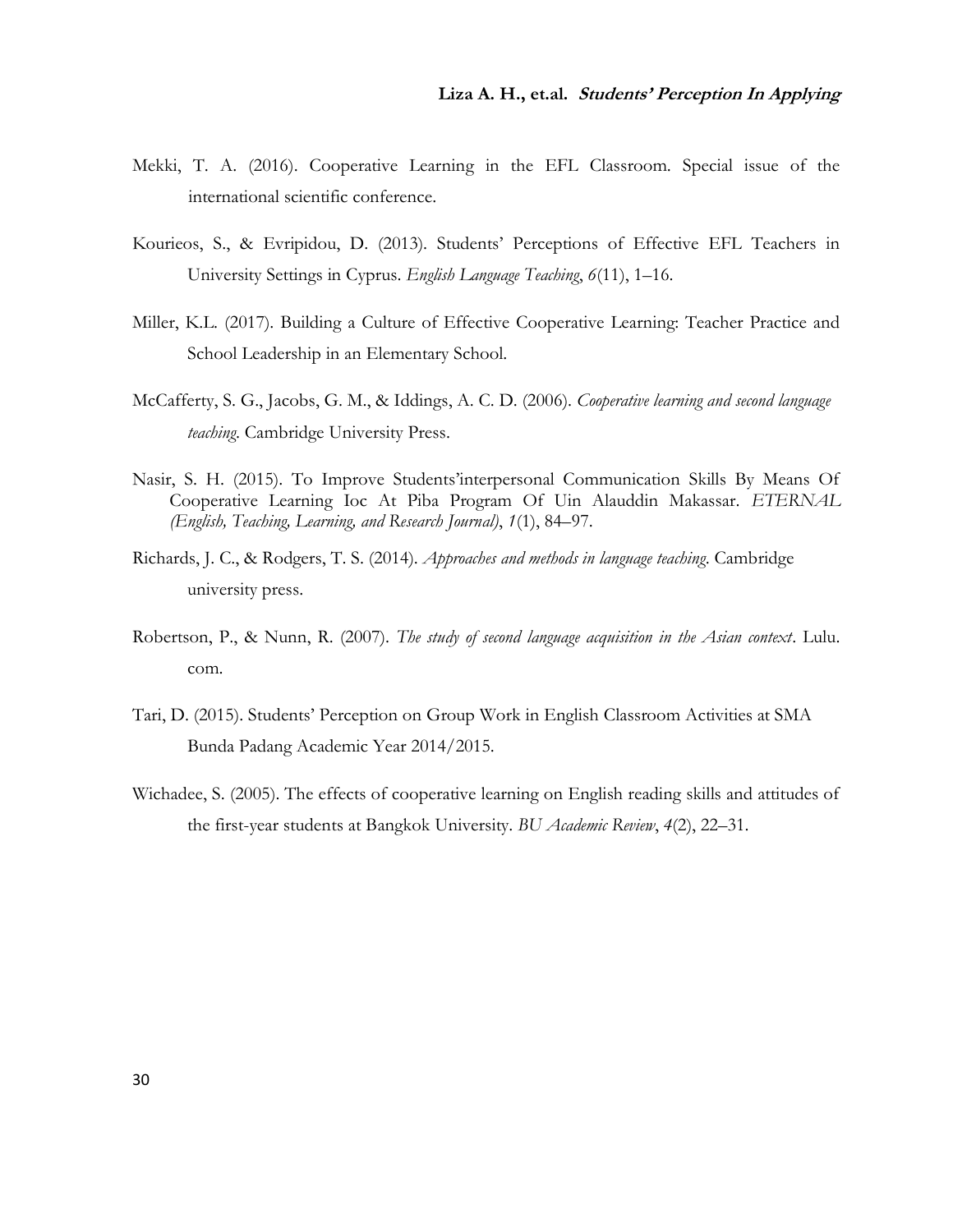Mekki, T. A. (2016). Cooperative Learning in the EFL Classroom. Special issue of the international scientific conference.

Kourieos, S., & Evripidou, D. (2013). Students' Perceptions of Effective EFL Teachers in University Settings in Cyprus. *English Language Teaching*, *6*(11), 1–16.

Miller, K.L. (2017). Building a Culture of Effective Cooperative Learning: Teacher Practice and School Leadership in an Elementary School.

McCafferty, S. G., Jacobs, G. M., & Iddings, A. C. D. (2006). *Cooperative learning and second language teaching*. Cambridge University Press.

Nasir, S. H. (2015). To Improve Students'interpersonal Communication Skills By Means Of Cooperative Learning Ioc At Piba Program Of Uin Alauddin Makassar. *ETERNAL (English, Teaching, Learning, and Research Journal)*, *1*(1), 84–97.

Richards, J. C., & Rodgers, T. S. (2014). *Approaches and methods in language teaching*. Cambridge university press.

Robertson, P., & Nunn, R. (2007). *The study of second language acquisition in the Asian context*. Lulu. com.

Tari, D. (2015). Students' Perception on Group Work in English Classroom Activities at SMA Bunda Padang Academic Year 2014/2015.

Wichadee, S. (2005). The effects of cooperative learning on English reading skills and attitudes of the first-year students at Bangkok University. *BU Academic Review*, *4*(2), 22–31.